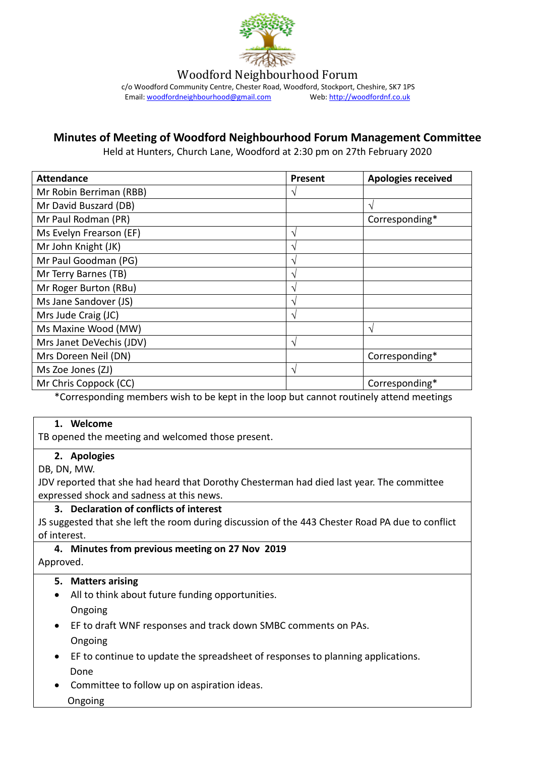Woodford Neighbourhood Forum

c/o Woodford Community Centre, Chester Road, Woodford, Stockport, Cheshire, SK7 1PS

Email: woodfordneighbourhood@gmail.com Web: http://woodfordnf.co.uk

# Minutes of Meeting of Woodford Neighbourhood Forum Management Committee

Held at Hunters, Church Lane, Woodford at 2:30 pm on 27th February 2020

| Attendance | Present | Apologies received |
|---|---|---|
| Mr Robin Berriman (RBB) | √ | |
| Mr David Buszard (DB) | | √ |
| Mr Paul Rodman (PR) | | Corresponding* |
| Ms Evelyn Frearson (EF) | √ | |
| Mr John Knight (JK) | √ | |
| Mr Paul Goodman (PG) | √ | |
| Mr Terry Barnes (TB) | √ | |
| Mr Roger Burton (RBu) | √ | |
| Ms Jane Sandover (JS) | √ | |
| Mrs Jude Craig (JC) | √ | |
| Ms Maxine Wood (MW) | | √ |
| Mrs Janet DeVechis (JDV) | √ | |
| Mrs Doreen Neil (DN) | | Corresponding* |
| Ms Zoe Jones (ZJ) | √ | |
| Mr Chris Coppock (CC) | | Corresponding* |

*Corresponding members wish to be kept in the loop but cannot routinely attend meetings

**1. Welcome**

TB opened the meeting and welcomed those present.

**2. Apologies**

DB, DN, MW.

JDV reported that she had heard that Dorothy Chesterman had died last year. The committee expressed shock and sadness at this news.

**3. Declaration of conflicts of interest**

JS suggested that she left the room during discussion of the 443 Chester Road PA due to conflict of interest.

**4. Minutes from previous meeting on 27 Nov 2019**

Approved.

**5. Matters arising**

- All to think about future funding opportunities.
  Ongoing
- EF to draft WNF responses and track down SMBC comments on PAs.
  Ongoing
- EF to continue to update the spreadsheet of responses to planning applications.
  Done
- Committee to follow up on aspiration ideas.
  Ongoing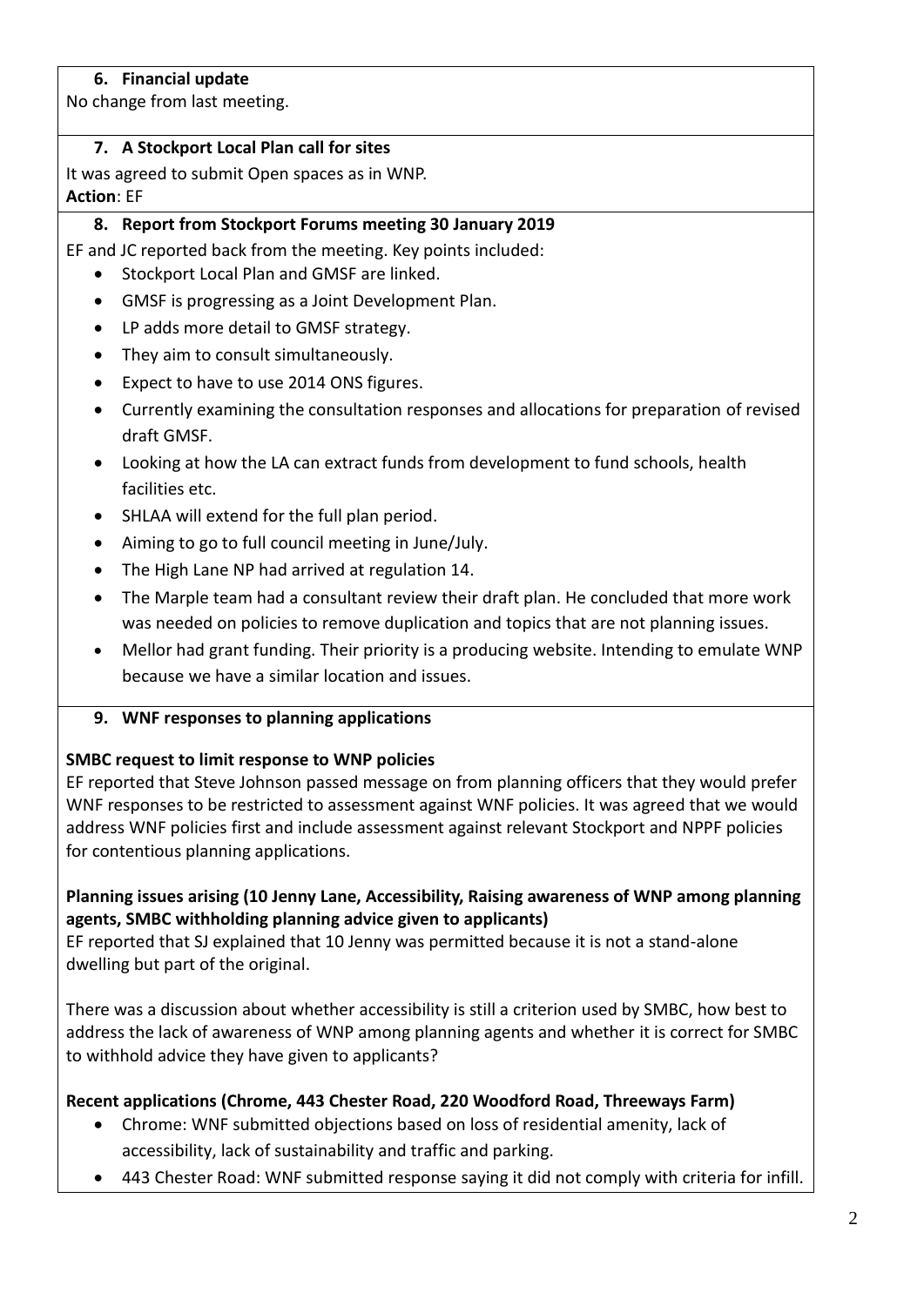### 6. Financial update

No change from last meeting.

### 7. A Stockport Local Plan call for sites

It was agreed to submit Open spaces as in WNP.

**Action**: EF

### 8. Report from Stockport Forums meeting 30 January 2019

EF and JC reported back from the meeting. Key points included:

- Stockport Local Plan and GMSF are linked.
- GMSF is progressing as a Joint Development Plan.
- LP adds more detail to GMSF strategy.
- They aim to consult simultaneously.
- Expect to have to use 2014 ONS figures.
- Currently examining the consultation responses and allocations for preparation of revised draft GMSF.
- Looking at how the LA can extract funds from development to fund schools, health facilities etc.
- SHLAA will extend for the full plan period.
- Aiming to go to full council meeting in June/July.
- The High Lane NP had arrived at regulation 14.
- The Marple team had a consultant review their draft plan. He concluded that more work was needed on policies to remove duplication and topics that are not planning issues.
- Mellor had grant funding. Their priority is a producing website. Intending to emulate WNP because we have a similar location and issues.

### 9. WNF responses to planning applications

**SMBC request to limit response to WNP policies**

EF reported that Steve Johnson passed message on from planning officers that they would prefer WNF responses to be restricted to assessment against WNF policies. It was agreed that we would address WNF policies first and include assessment against relevant Stockport and NPPF policies for contentious planning applications.

**Planning issues arising (10 Jenny Lane, Accessibility, Raising awareness of WNP among planning agents, SMBC withholding planning advice given to applicants)**

EF reported that SJ explained that 10 Jenny was permitted because it is not a stand-alone dwelling but part of the original.

There was a discussion about whether accessibility is still a criterion used by SMBC, how best to address the lack of awareness of WNP among planning agents and whether it is correct for SMBC to withhold advice they have given to applicants?

**Recent applications (Chrome, 443 Chester Road, 220 Woodford Road, Threeways Farm)**

- Chrome: WNF submitted objections based on loss of residential amenity, lack of accessibility, lack of sustainability and traffic and parking.
- 443 Chester Road: WNF submitted response saying it did not comply with criteria for infill.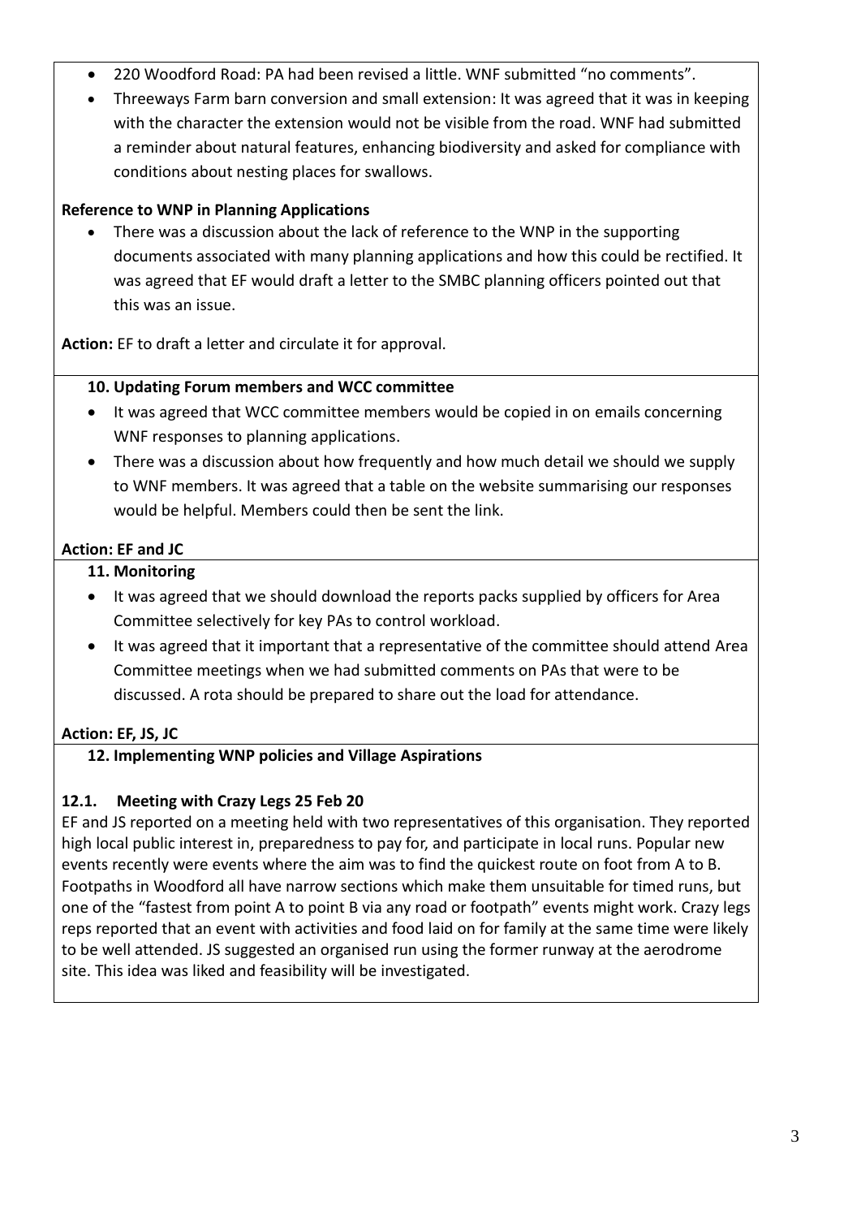- 220 Woodford Road: PA had been revised a little. WNF submitted "no comments".
- Threeways Farm barn conversion and small extension: It was agreed that it was in keeping with the character the extension would not be visible from the road. WNF had submitted a reminder about natural features, enhancing biodiversity and asked for compliance with conditions about nesting places for swallows.

**Reference to WNP in Planning Applications**

- There was a discussion about the lack of reference to the WNP in the supporting documents associated with many planning applications and how this could be rectified. It was agreed that EF would draft a letter to the SMBC planning officers pointed out that this was an issue.

**Action:** EF to draft a letter and circulate it for approval.

**10. Updating Forum members and WCC committee**

- It was agreed that WCC committee members would be copied in on emails concerning WNF responses to planning applications.
- There was a discussion about how frequently and how much detail we should we supply to WNF members. It was agreed that a table on the website summarising our responses would be helpful. Members could then be sent the link.

**Action: EF and JC**

**11. Monitoring**

- It was agreed that we should download the reports packs supplied by officers for Area Committee selectively for key PAs to control workload.
- It was agreed that it important that a representative of the committee should attend Area Committee meetings when we had submitted comments on PAs that were to be discussed. A rota should be prepared to share out the load for attendance.

**Action: EF, JS, JC**

**12. Implementing WNP policies and Village Aspirations**

**12.1. Meeting with Crazy Legs 25 Feb 20**

EF and JS reported on a meeting held with two representatives of this organisation. They reported high local public interest in, preparedness to pay for, and participate in local runs. Popular new events recently were events where the aim was to find the quickest route on foot from A to B. Footpaths in Woodford all have narrow sections which make them unsuitable for timed runs, but one of the "fastest from point A to point B via any road or footpath" events might work. Crazy legs reps reported that an event with activities and food laid on for family at the same time were likely to be well attended. JS suggested an organised run using the former runway at the aerodrome site. This idea was liked and feasibility will be investigated.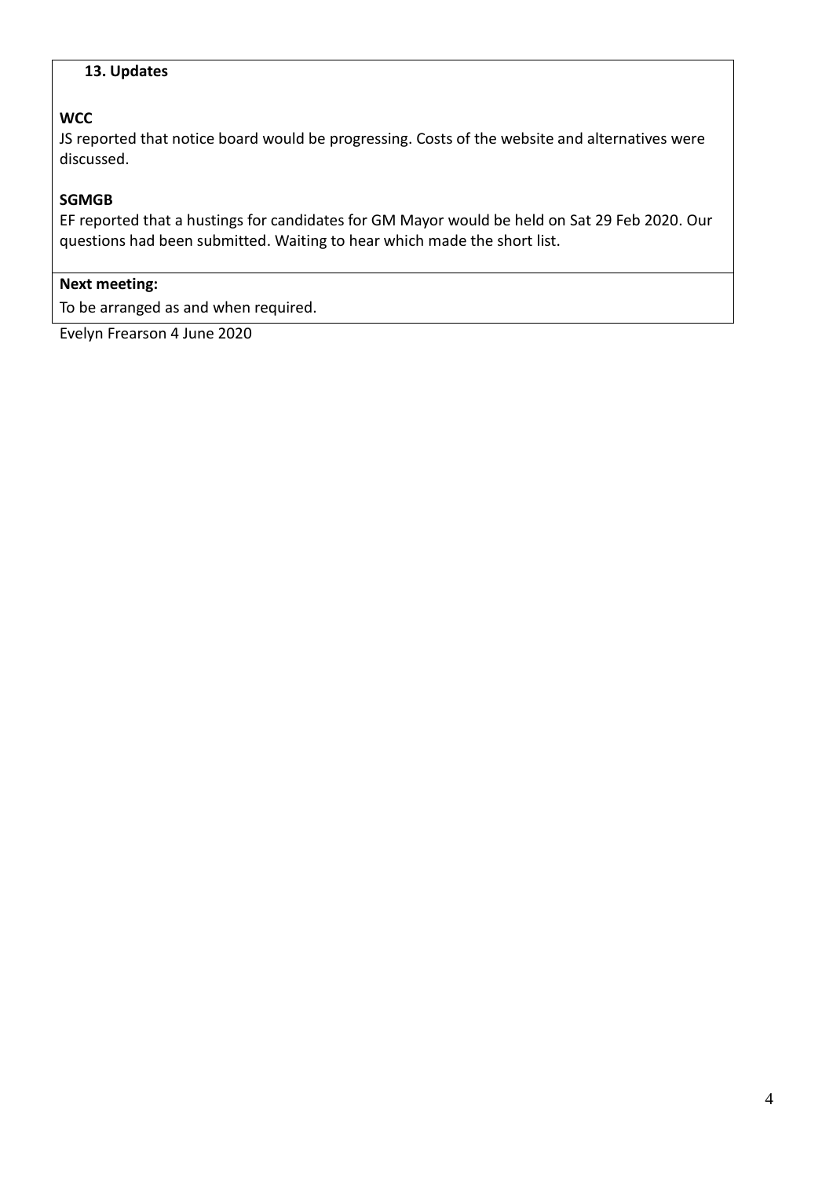**13. Updates**

**WCC**

JS reported that notice board would be progressing. Costs of the website and alternatives were discussed.

**SGMGB**

EF reported that a hustings for candidates for GM Mayor would be held on Sat 29 Feb 2020. Our questions had been submitted. Waiting to hear which made the short list.

**Next meeting:**

To be arranged as and when required.

Evelyn Frearson 4 June 2020